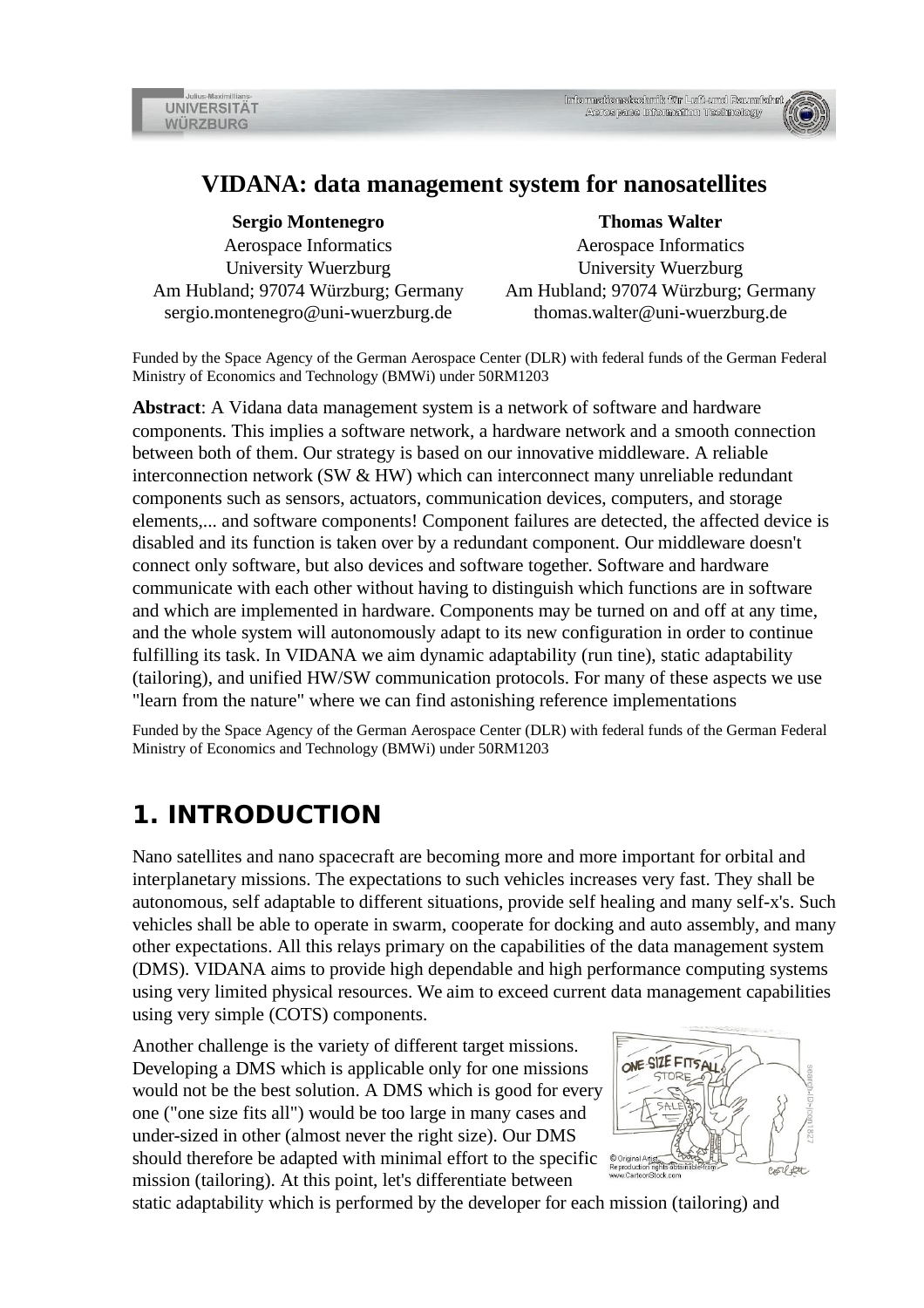# VIDANA: data management system for nanosatellites

**Sergio Montenegro**
Aerospace Informatics
University Wuerzburg
Am Hubland; 97074 Würzburg; Germany
sergio.montenegro@uni-wuerzburg.de

**Thomas Walter**
Aerospace Informatics
University Wuerzburg
Am Hubland; 97074 Würzburg; Germany
thomas.walter@uni-wuerzburg.de

Funded by the Space Agency of the German Aerospace Center (DLR) with federal funds of the German Federal Ministry of Economics and Technology (BMWi) under 50RM1203

**Abstract**: A Vidana data management system is a network of software and hardware components. This implies a software network, a hardware network and a smooth connection between both of them. Our strategy is based on our innovative middleware. A reliable interconnection network (SW & HW) which can interconnect many unreliable redundant components such as sensors, actuators, communication devices, computers, and storage elements,... and software components! Component failures are detected, the affected device is disabled and its function is taken over by a redundant component. Our middleware doesn't connect only software, but also devices and software together. Software and hardware communicate with each other without having to distinguish which functions are in software and which are implemented in hardware. Components may be turned on and off at any time, and the whole system will autonomously adapt to its new configuration in order to continue fulfilling its task. In VIDANA we aim dynamic adaptability (run tine), static adaptability (tailoring), and unified HW/SW communication protocols. For many of these aspects we use "learn from the nature" where we can find astonishing reference implementations

Funded by the Space Agency of the German Aerospace Center (DLR) with federal funds of the German Federal Ministry of Economics and Technology (BMWi) under 50RM1203

## 1. INTRODUCTION

Nano satellites and nano spacecraft are becoming more and more important for orbital and interplanetary missions. The expectations to such vehicles increases very fast. They shall be autonomous, self adaptable to different situations, provide self healing and many self-x's. Such vehicles shall be able to operate in swarm, cooperate for docking and auto assembly, and many other expectations. All this relays primary on the capabilities of the data management system (DMS). VIDANA aims to provide high dependable and high performance computing systems using very limited physical resources. We aim to exceed current data management capabilities using very simple (COTS) components.

Another challenge is the variety of different target missions. Developing a DMS which is applicable only for one missions would not be the best solution. A DMS which is good for every one ("one size fits all") would be too large in many cases and under-sized in other (almost never the right size). Our DMS should therefore be adapted with minimal effort to the specific mission (tailoring). At this point, let's differentiate between static adaptability which is performed by the developer for each mission (tailoring) and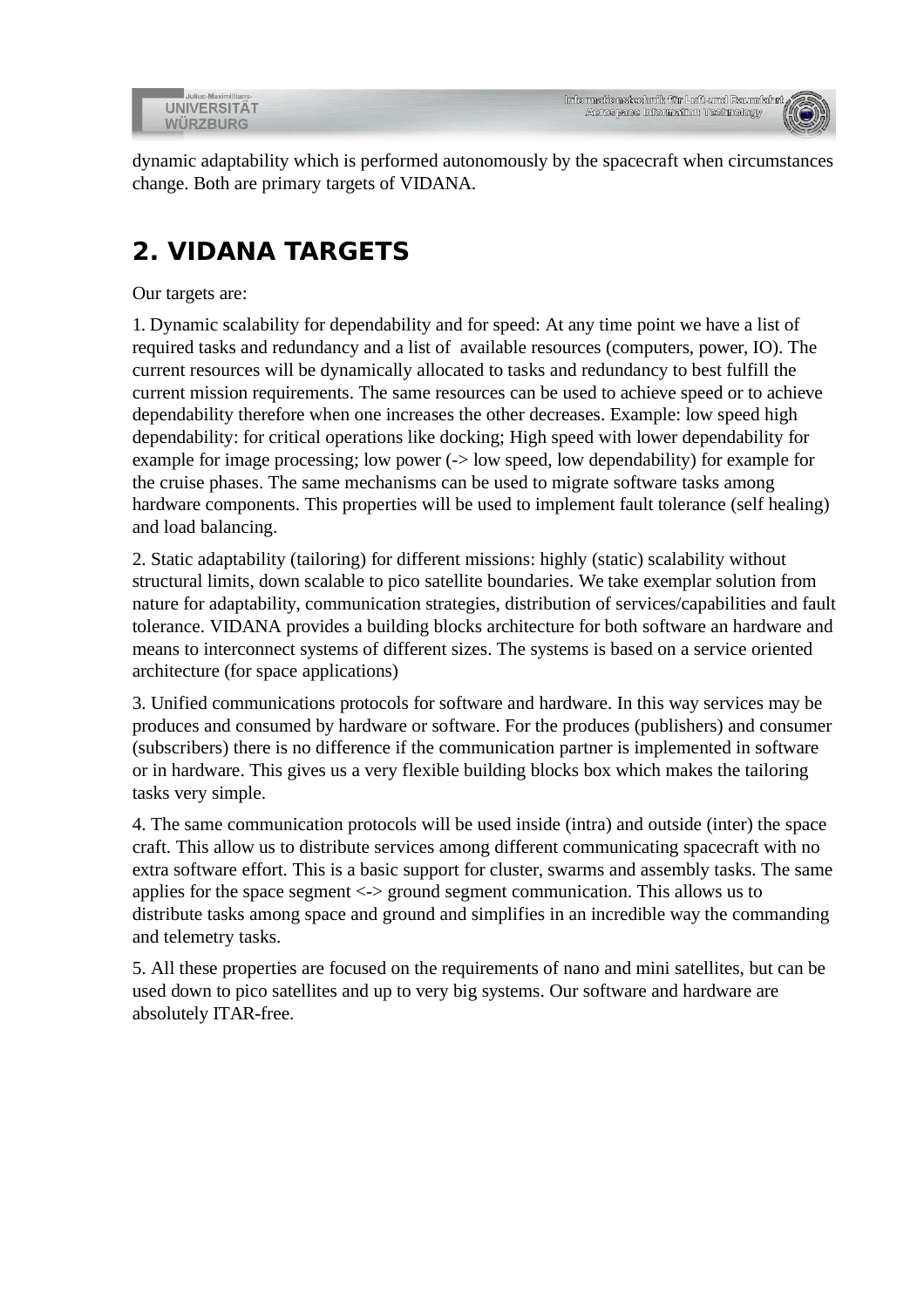dynamic adaptability which is performed autonomously by the spacecraft when circumstances change. Both are primary targets of VIDANA.

## 2. VIDANA TARGETS

Our targets are:

1. Dynamic scalability for dependability and for speed: At any time point we have a list of required tasks and redundancy and a list of available resources (computers, power, IO). The current resources will be dynamically allocated to tasks and redundancy to best fulfill the current mission requirements. The same resources can be used to achieve speed or to achieve dependability therefore when one increases the other decreases. Example: low speed high dependability: for critical operations like docking; High speed with lower dependability for example for image processing; low power (-> low speed, low dependability) for example for the cruise phases. The same mechanisms can be used to migrate software tasks among hardware components. This properties will be used to implement fault tolerance (self healing) and load balancing.

2. Static adaptability (tailoring) for different missions: highly (static) scalability without structural limits, down scalable to pico satellite boundaries. We take exemplar solution from nature for adaptability, communication strategies, distribution of services/capabilities and fault tolerance. VIDANA provides a building blocks architecture for both software an hardware and means to interconnect systems of different sizes. The systems is based on a service oriented architecture (for space applications)

3. Unified communications protocols for software and hardware. In this way services may be produces and consumed by hardware or software. For the produces (publishers) and consumer (subscribers) there is no difference if the communication partner is implemented in software or in hardware. This gives us a very flexible building blocks box which makes the tailoring tasks very simple.

4. The same communication protocols will be used inside (intra) and outside (inter) the space craft. This allow us to distribute services among different communicating spacecraft with no extra software effort. This is a basic support for cluster, swarms and assembly tasks. The same applies for the space segment <-> ground segment communication. This allows us to distribute tasks among space and ground and simplifies in an incredible way the commanding and telemetry tasks.

5. All these properties are focused on the requirements of nano and mini satellites, but can be used down to pico satellites and up to very big systems. Our software and hardware are absolutely ITAR-free.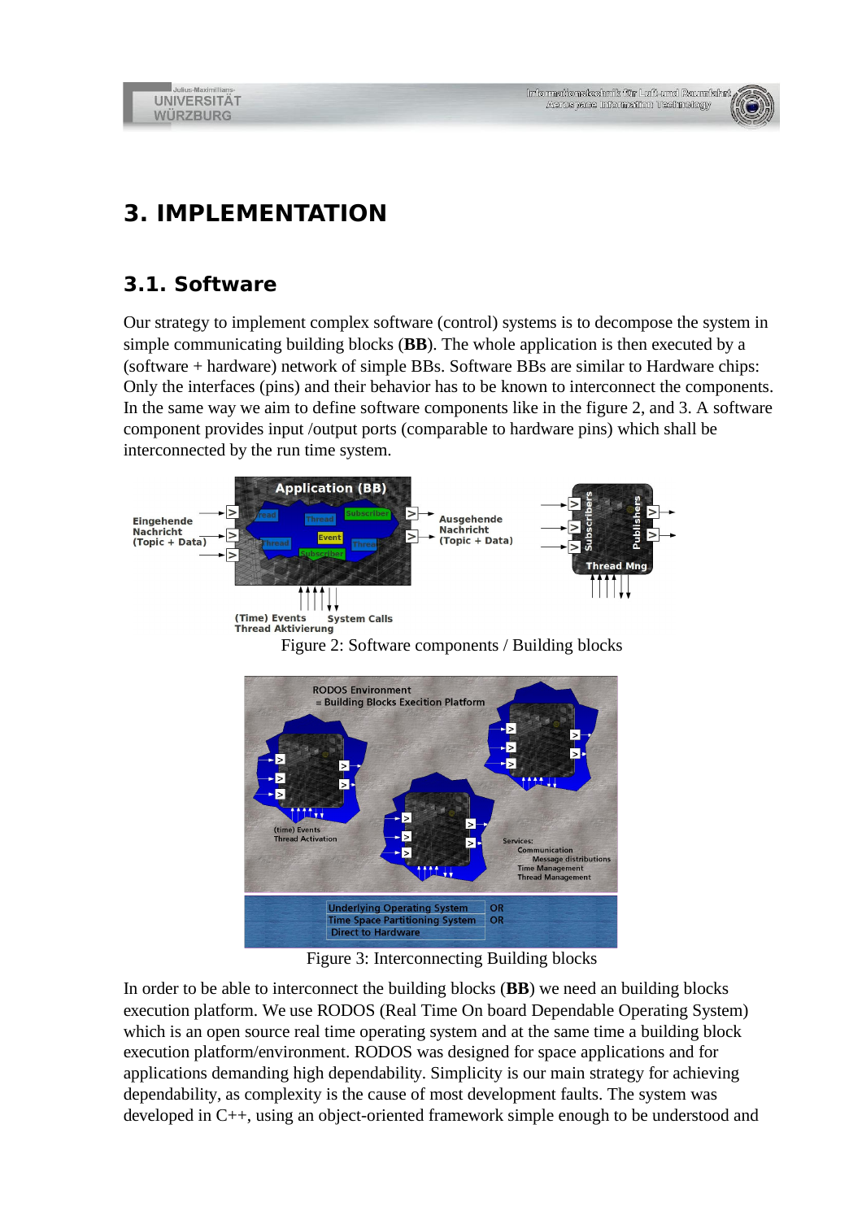# 3. IMPLEMENTATION

## 3.1. Software

Our strategy to implement complex software (control) systems is to decompose the system in simple communicating building blocks (**BB**). The whole application is then executed by a (software + hardware) network of simple BBs. Software BBs are similar to Hardware chips: Only the interfaces (pins) and their behavior has to be known to interconnect the components. In the same way we aim to define software components like in the figure 2, and 3. A software component provides input /output ports (comparable to hardware pins) which shall be interconnected by the run time system.

Figure 2: Software components / Building blocks

Figure 3: Interconnecting Building blocks

In order to be able to interconnect the building blocks (**BB**) we need an building blocks execution platform. We use RODOS (Real Time On board Dependable Operating System) which is an open source real time operating system and at the same time a building block execution platform/environment. RODOS was designed for space applications and for applications demanding high dependability. Simplicity is our main strategy for achieving dependability, as complexity is the cause of most development faults. The system was developed in C++, using an object-oriented framework simple enough to be understood and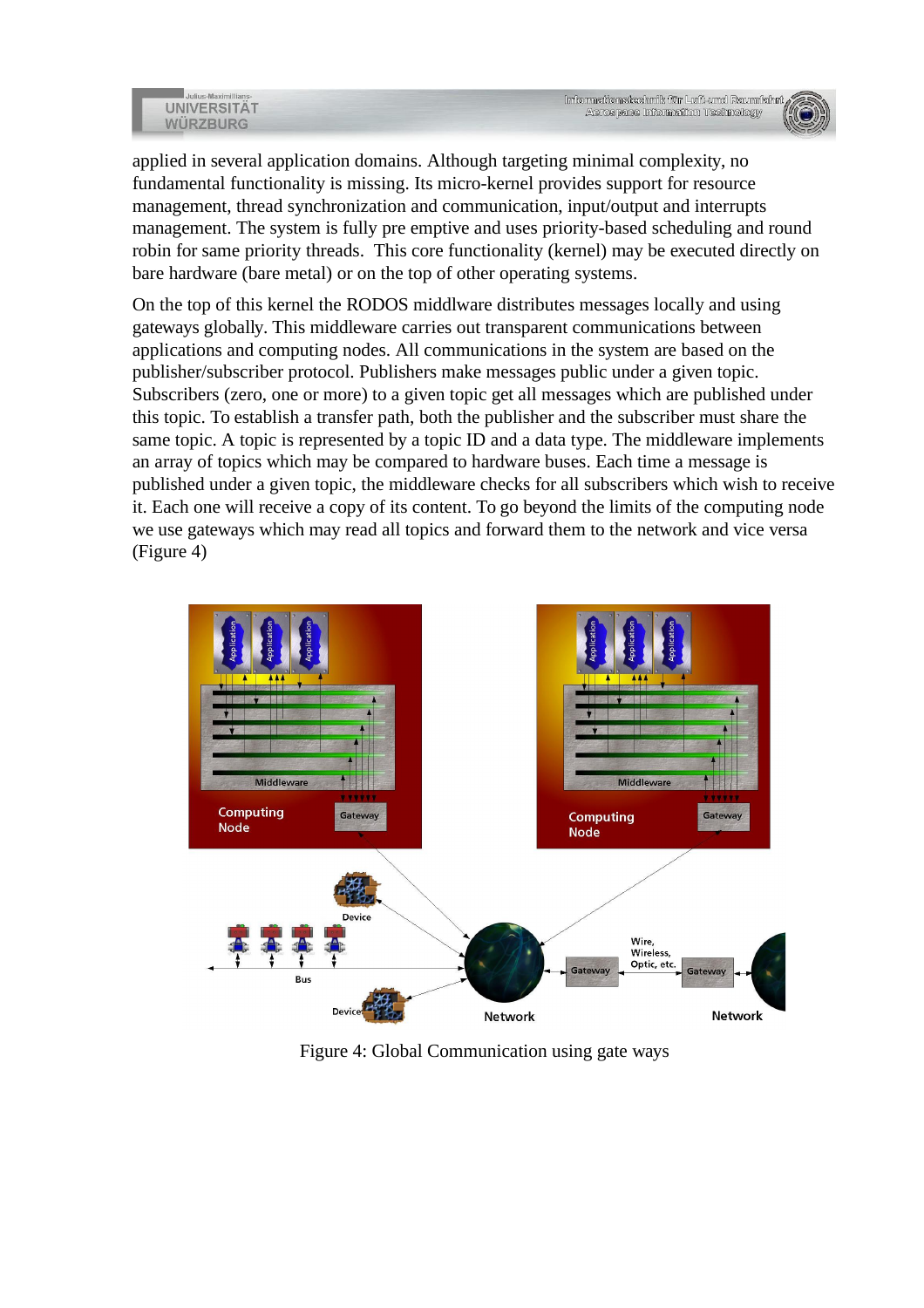applied in several application domains. Although targeting minimal complexity, no fundamental functionality is missing. Its micro-kernel provides support for resource management, thread synchronization and communication, input/output and interrupts management. The system is fully pre emptive and uses priority-based scheduling and round robin for same priority threads. This core functionality (kernel) may be executed directly on bare hardware (bare metal) or on the top of other operating systems.

On the top of this kernel the RODOS middlware distributes messages locally and using gateways globally. This middleware carries out transparent communications between applications and computing nodes. All communications in the system are based on the publisher/subscriber protocol. Publishers make messages public under a given topic. Subscribers (zero, one or more) to a given topic get all messages which are published under this topic. To establish a transfer path, both the publisher and the subscriber must share the same topic. A topic is represented by a topic ID and a data type. The middleware implements an array of topics which may be compared to hardware buses. Each time a message is published under a given topic, the middleware checks for all subscribers which wish to receive it. Each one will receive a copy of its content. To go beyond the limits of the computing node we use gateways which may read all topics and forward them to the network and vice versa (Figure 4)

Application
Application
Application
Middleware
Computing Node
Gateway

Application
Application
Application
Middleware
Computing Node
Gateway

Device
Bus
Device
Network
Gateway
Wire, Wireless, Optic, etc.
Gateway
Network

Figure 4: Global Communication using gate ways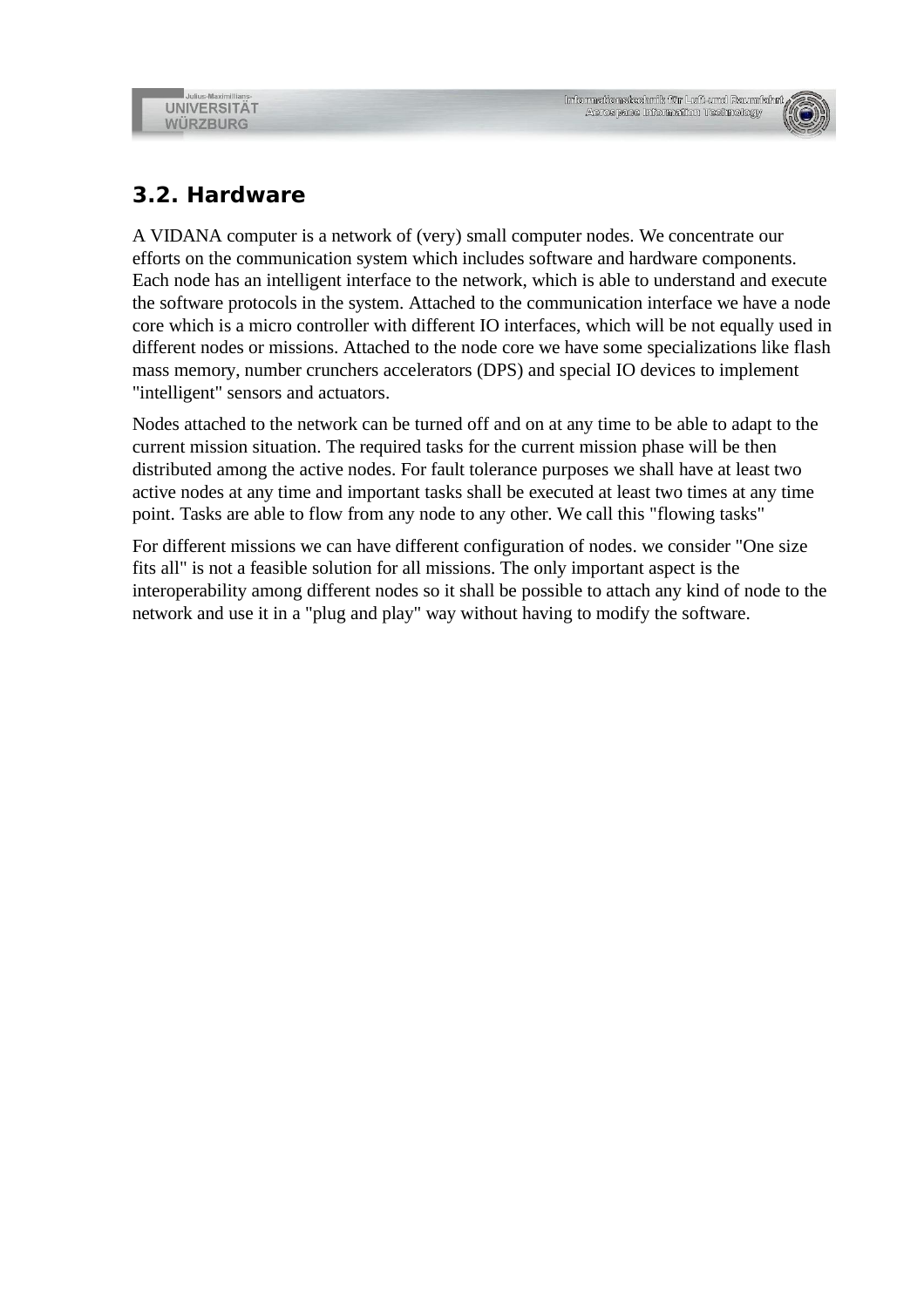## 3.2. Hardware

A VIDANA computer is a network of (very) small computer nodes. We concentrate our efforts on the communication system which includes software and hardware components. Each node has an intelligent interface to the network, which is able to understand and execute the software protocols in the system. Attached to the communication interface we have a node core which is a micro controller with different IO interfaces, which will be not equally used in different nodes or missions. Attached to the node core we have some specializations like flash mass memory, number crunchers accelerators (DPS) and special IO devices to implement "intelligent" sensors and actuators.

Nodes attached to the network can be turned off and on at any time to be able to adapt to the current mission situation. The required tasks for the current mission phase will be then distributed among the active nodes. For fault tolerance purposes we shall have at least two active nodes at any time and important tasks shall be executed at least two times at any time point. Tasks are able to flow from any node to any other. We call this "flowing tasks"

For different missions we can have different configuration of nodes. we consider "One size fits all" is not a feasible solution for all missions. The only important aspect is the interoperability among different nodes so it shall be possible to attach any kind of node to the network and use it in a "plug and play" way without having to modify the software.